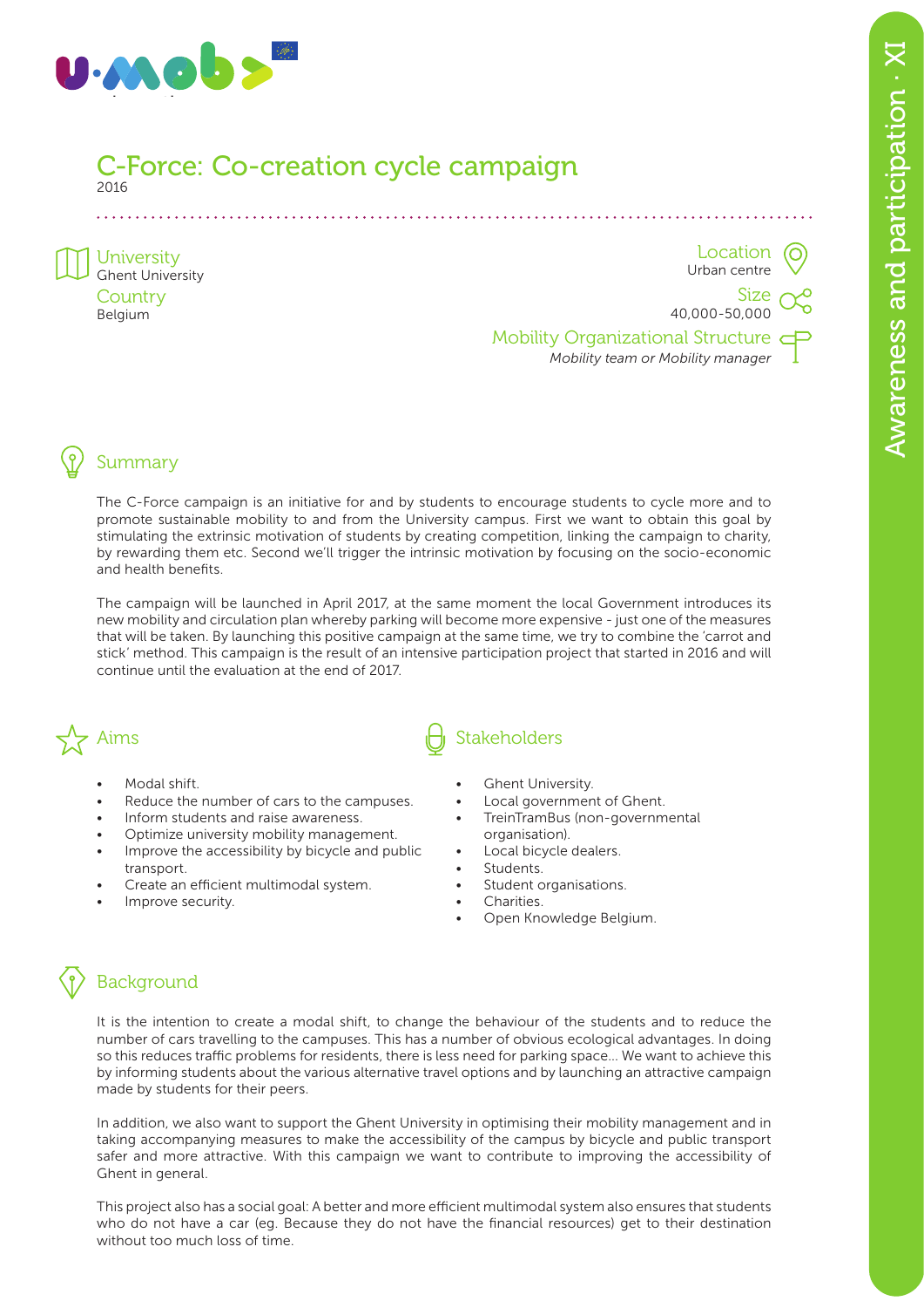# C-Force: Co-creation cycle campaign

2016

**University**
Ghent University

**Country**
Belgium

**Location**
Urban centre

**Size**
40,000-50,000

**Mobility Organizational Structure**
*Mobility team or Mobility manager*

## Summary

The C-Force campaign is an initiative for and by students to encourage students to cycle more and to promote sustainable mobility to and from the University campus. First we want to obtain this goal by stimulating the extrinsic motivation of students by creating competition, linking the campaign to charity, by rewarding them etc. Second we'll trigger the intrinsic motivation by focusing on the socio-economic and health benefits.

The campaign will be launched in April 2017, at the same moment the local Government introduces its new mobility and circulation plan whereby parking will become more expensive - just one of the measures that will be taken. By launching this positive campaign at the same time, we try to combine the 'carrot and stick' method. This campaign is the result of an intensive participation project that started in 2016 and will continue until the evaluation at the end of 2017.

## Aims

- Modal shift.
- Reduce the number of cars to the campuses.
- Inform students and raise awareness.
- Optimize university mobility management.
- Improve the accessibility by bicycle and public transport.
- Create an efficient multimodal system.
- Improve security.

## Stakeholders

- Ghent University.
- Local government of Ghent.
- TreinTramBus (non-governmental organisation).
- Local bicycle dealers.
- Students.
- Student organisations.
- Charities.
- Open Knowledge Belgium.

## Background

It is the intention to create a modal shift, to change the behaviour of the students and to reduce the number of cars travelling to the campuses. This has a number of obvious ecological advantages. In doing so this reduces traffic problems for residents, there is less need for parking space... We want to achieve this by informing students about the various alternative travel options and by launching an attractive campaign made by students for their peers.

In addition, we also want to support the Ghent University in optimising their mobility management and in taking accompanying measures to make the accessibility of the campus by bicycle and public transport safer and more attractive. With this campaign we want to contribute to improving the accessibility of Ghent in general.

This project also has a social goal: A better and more efficient multimodal system also ensures that students who do not have a car (eg. Because they do not have the financial resources) get to their destination without too much loss of time.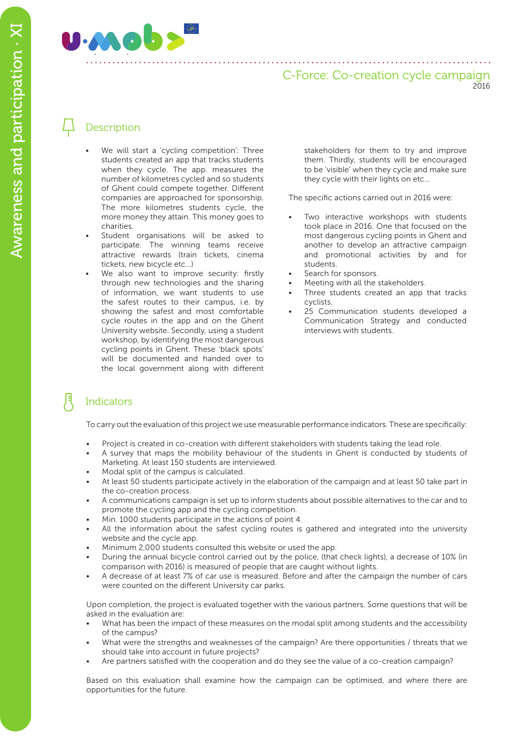## C-Force: Co-creation cycle campaign
2016

### Description

- We will start a 'cycling competition': Three students created an app that tracks students when they cycle. The app. measures the number of kilometres cycled and so students of Ghent could compete together. Different companies are approached for sponsorship. The more kilometres students cycle, the more money they attain. This money goes to charities.
- Student organisations will be asked to participate. The winning teams receive attractive rewards (train tickets, cinema tickets, new bicycle etc…)
- We also want to improve security: firstly through new technologies and the sharing of information, we want students to use the safest routes to their campus, i.e. by showing the safest and most comfortable cycle routes in the app and on the Ghent University website. Secondly, using a student workshop, by identifying the most dangerous cycling points in Ghent. These 'black spots' will be documented and handed over to the local government along with different stakeholders for them to try and improve them. Thirdly, students will be encouraged to be 'visible' when they cycle and make sure they cycle with their lights on etc…

The specific actions carried out in 2016 were:

- Two interactive workshops with students took place in 2016. One that focused on the most dangerous cycling points in Ghent and another to develop an attractive campaign and promotional activities by and for students.
- Search for sponsors.
- Meeting with all the stakeholders.
- Three students created an app that tracks cyclists.
- 25 Communication students developed a Communication Strategy and conducted interviews with students.

### Indicators

To carry out the evaluation of this project we use measurable performance indicators. These are specifically:

- Project is created in co-creation with different stakeholders with students taking the lead role.
- A survey that maps the mobility behaviour of the students in Ghent is conducted by students of Marketing. At least 150 students are interviewed.
- Modal split of the campus is calculated.
- At least 50 students participate actively in the elaboration of the campaign and at least 50 take part in the co-creation process.
- A communications campaign is set up to inform students about possible alternatives to the car and to promote the cycling app and the cycling competition.
- Min. 1000 students participate in the actions of point 4.
- All the information about the safest cycling routes is gathered and integrated into the university website and the cycle app.
- Minimum 2,000 students consulted this website or used the app.
- During the annual bicycle control carried out by the police, (that check lights), a decrease of 10% (in comparison with 2016) is measured of people that are caught without lights.
- A decrease of at least 7% of car use is measured. Before and after the campaign the number of cars were counted on the different University car parks.

Upon completion, the project is evaluated together with the various partners. Some questions that will be asked in the evaluation are:

- What has been the impact of these measures on the modal split among students and the accessibility of the campus?
- What were the strengths and weaknesses of the campaign? Are there opportunities / threats that we should take into account in future projects?
- Are partners satisfied with the cooperation and do they see the value of a co-creation campaign?

Based on this evaluation shall examine how the campaign can be optimised, and where there are opportunities for the future.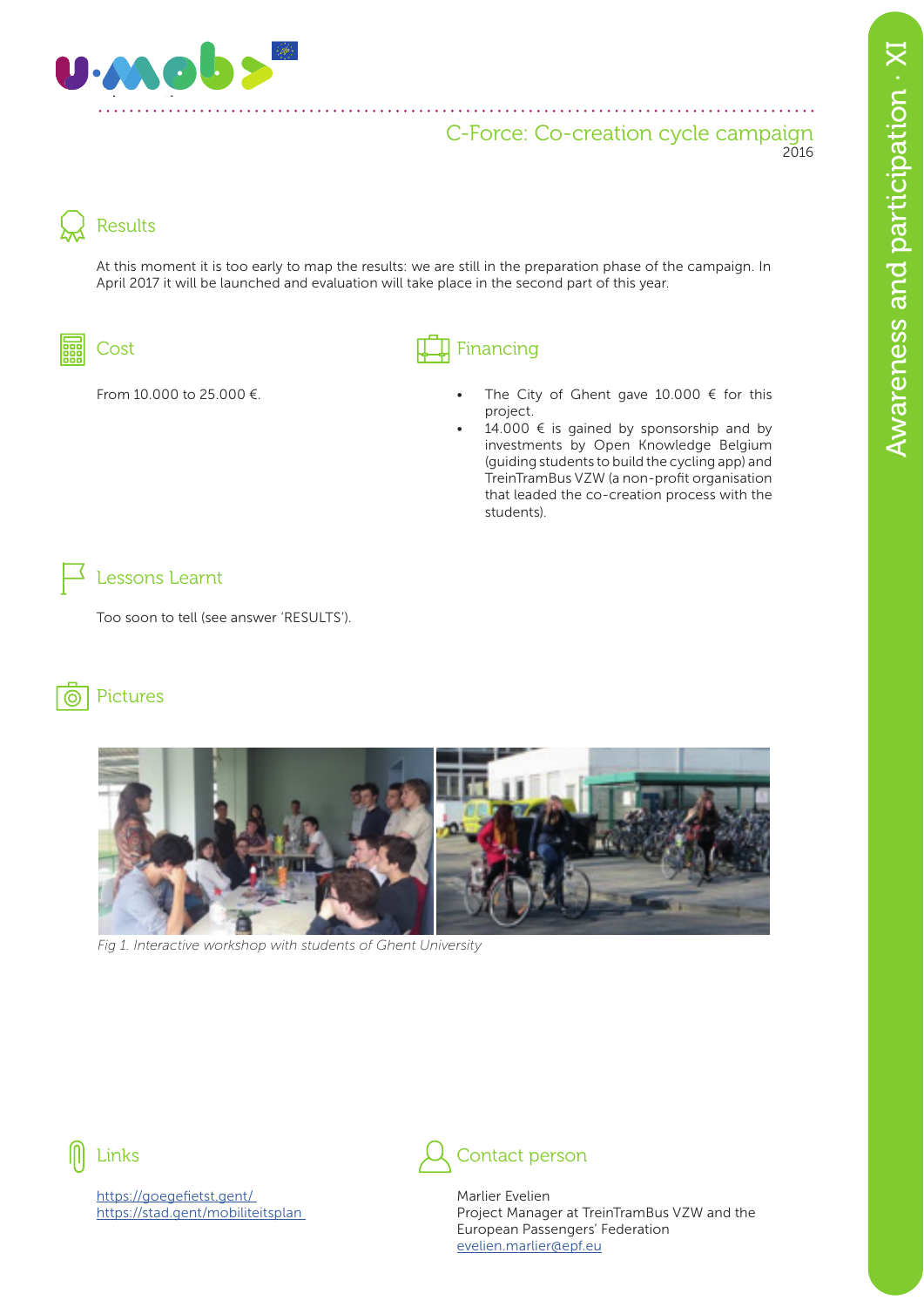## Results

At this moment it is too early to map the results: we are still in the preparation phase of the campaign. In April 2017 it will be launched and evaluation will take place in the second part of this year.

## Cost

From 10.000 to 25.000 €.

## Financing

- The City of Ghent gave 10.000 € for this project.
- 14.000 € is gained by sponsorship and by investments by Open Knowledge Belgium (guiding students to build the cycling app) and TreinTramBus VZW (a non-profit organisation that leaded the co-creation process with the students).

## Lessons Learnt

Too soon to tell (see answer 'RESULTS').

## Pictures

*Fig 1. Interactive workshop with students of Ghent University*

## Links

https://goegefietst.gent/
https://stad.gent/mobiliteitsplan

## Contact person

Marlier Evelien
Project Manager at TreinTramBus VZW and the European Passengers' Federation
evelien.marlier@epf.eu